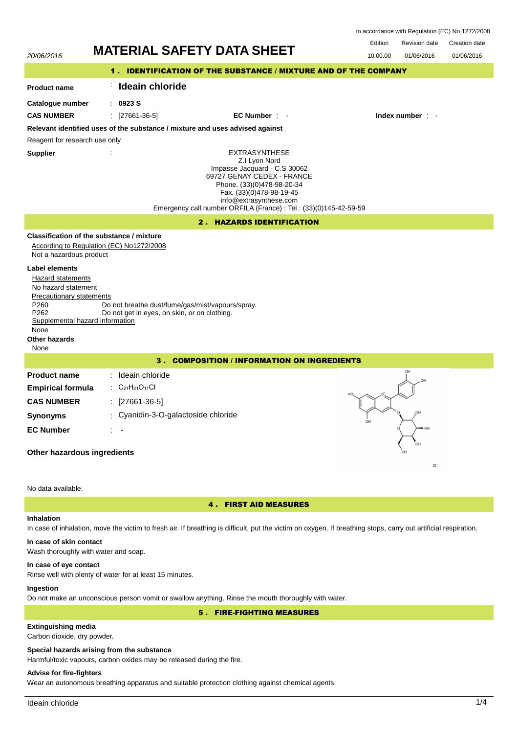In accordance with Regulation (EC) No 1272/2008

| | Edition | Revision date | Creation date |
|---|---|---|---|
| 20/06/2016 | 10.00.00 | 01/06/2016 | 01/06/2016 |

# MATERIAL SAFETY DATA SHEET

## 1 . IDENTIFICATION OF THE SUBSTANCE / MIXTURE AND OF THE COMPANY

**Product name** : **Ideain chloride**

**Catalogue number** : **0923 S**

**CAS NUMBER** : [27661-36-5] **EC Number** : - **Index number** : -

**Relevant identified uses of the substance / mixture and uses advised against**

Reagent for research use only

**Supplier** :

EXTRASYNTHESE
Z.I Lyon Nord
Impasse Jacquard - C.S 30062
69727 GENAY CEDEX - FRANCE
Phone. (33)(0)478-98-20-34
Fax. (33)(0)478-98-19-45
info@extrasynthese.com
Emergency call number ORFILA (France) : Tel : (33)(0)145-42-59-59

## 2 . HAZARDS IDENTIFICATION

**Classification of the substance / mixture**

According to Regulation (EC) No1272/2008

Not a hazardous product

**Label elements**

Hazard statements

No hazard statement

Precautionary statements

P260 Do not breathe dust/fume/gas/mist/vapours/spray.
P262 Do not get in eyes, on skin, or on clothing.

Supplemental hazard information

None

**Other hazards**

None

## 3 . COMPOSITION / INFORMATION ON INGREDIENTS

**Product name** : Ideain chloride

**Empirical formula** : $C_{21}H_{21}O_{11}Cl$

**CAS NUMBER** : [27661-36-5]

**Synonyms** : Cyanidin-3-O-galactoside chloride

**EC Number** : -

**Other hazardous ingredients**

No data available.

## 4 . FIRST AID MEASURES

**Inhalation**

In case of inhalation, move the victim to fresh air. If breathing is difficult, put the victim on oxygen. If breathing stops, carry out artificial respiration.

**In case of skin contact**

Wash thoroughly with water and soap.

**In case of eye contact**

Rinse well with plenty of water for at least 15 minutes.

**Ingestion**

Do not make an unconscious person vomit or swallow anything. Rinse the mouth thoroughly with water.

## 5 . FIRE-FIGHTING MEASURES

**Extinguishing media**

Carbon dioxide, dry powder.

**Special hazards arising from the substance**

Harmful/toxic vapours, carbon oxides may be released during the fire.

**Advise for fire-fighters**

Wear an autonomous breathing apparatus and suitable protection clothing against chemical agents.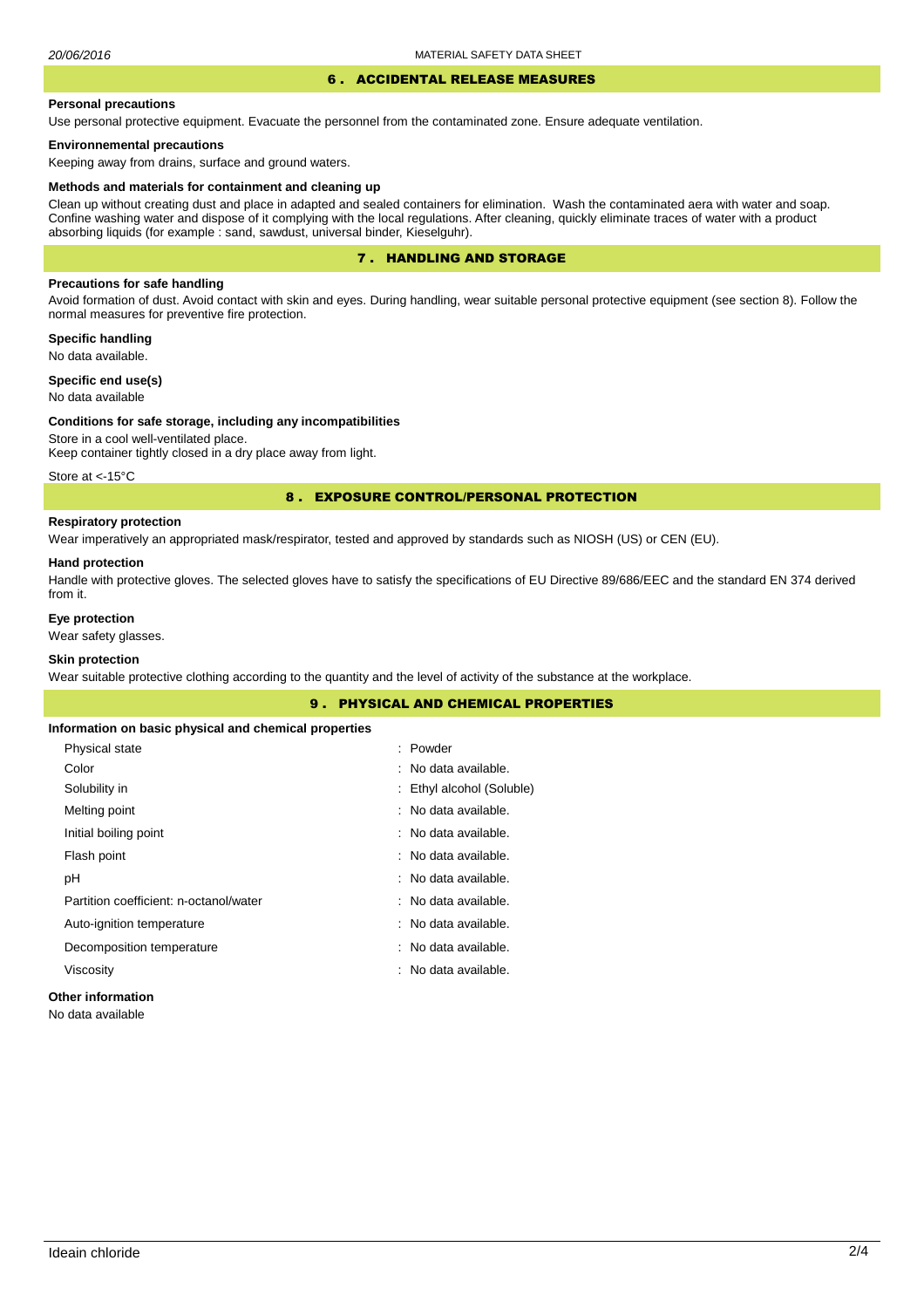## 6 . ACCIDENTAL RELEASE MEASURES

**Personal precautions**

Use personal protective equipment. Evacuate the personnel from the contaminated zone. Ensure adequate ventilation.

**Environnemental precautions**

Keeping away from drains, surface and ground waters.

**Methods and materials for containment and cleaning up**

Clean up without creating dust and place in adapted and sealed containers for elimination. Wash the contaminated aera with water and soap. Confine washing water and dispose of it complying with the local regulations. After cleaning, quickly eliminate traces of water with a product absorbing liquids (for example : sand, sawdust, universal binder, Kieselguhr).

## 7 . HANDLING AND STORAGE

**Precautions for safe handling**

Avoid formation of dust. Avoid contact with skin and eyes. During handling, wear suitable personal protective equipment (see section 8). Follow the normal measures for preventive fire protection.

**Specific handling**

No data available.

**Specific end use(s)**

No data available

**Conditions for safe storage, including any incompatibilities**

Store in a cool well-ventilated place.
Keep container tightly closed in a dry place away from light.

Store at <-15°C

## 8 . EXPOSURE CONTROL/PERSONAL PROTECTION

**Respiratory protection**

Wear imperatively an appropriated mask/respirator, tested and approved by standards such as NIOSH (US) or CEN (EU).

**Hand protection**

Handle with protective gloves. The selected gloves have to satisfy the specifications of EU Directive 89/686/EEC and the standard EN 374 derived from it.

**Eye protection**

Wear safety glasses.

**Skin protection**

Wear suitable protective clothing according to the quantity and the level of activity of the substance at the workplace.

## 9 . PHYSICAL AND CHEMICAL PROPERTIES

**Information on basic physical and chemical properties**

| | |
|---|---|
| Physical state | : Powder |
| Color | : No data available. |
| Solubility in | : Ethyl alcohol (Soluble) |
| Melting point | : No data available. |
| Initial boiling point | : No data available. |
| Flash point | : No data available. |
| pH | : No data available. |
| Partition coefficient: n-octanol/water | : No data available. |
| Auto-ignition temperature | : No data available. |
| Decomposition temperature | : No data available. |
| Viscosity | : No data available. |

**Other information**

No data available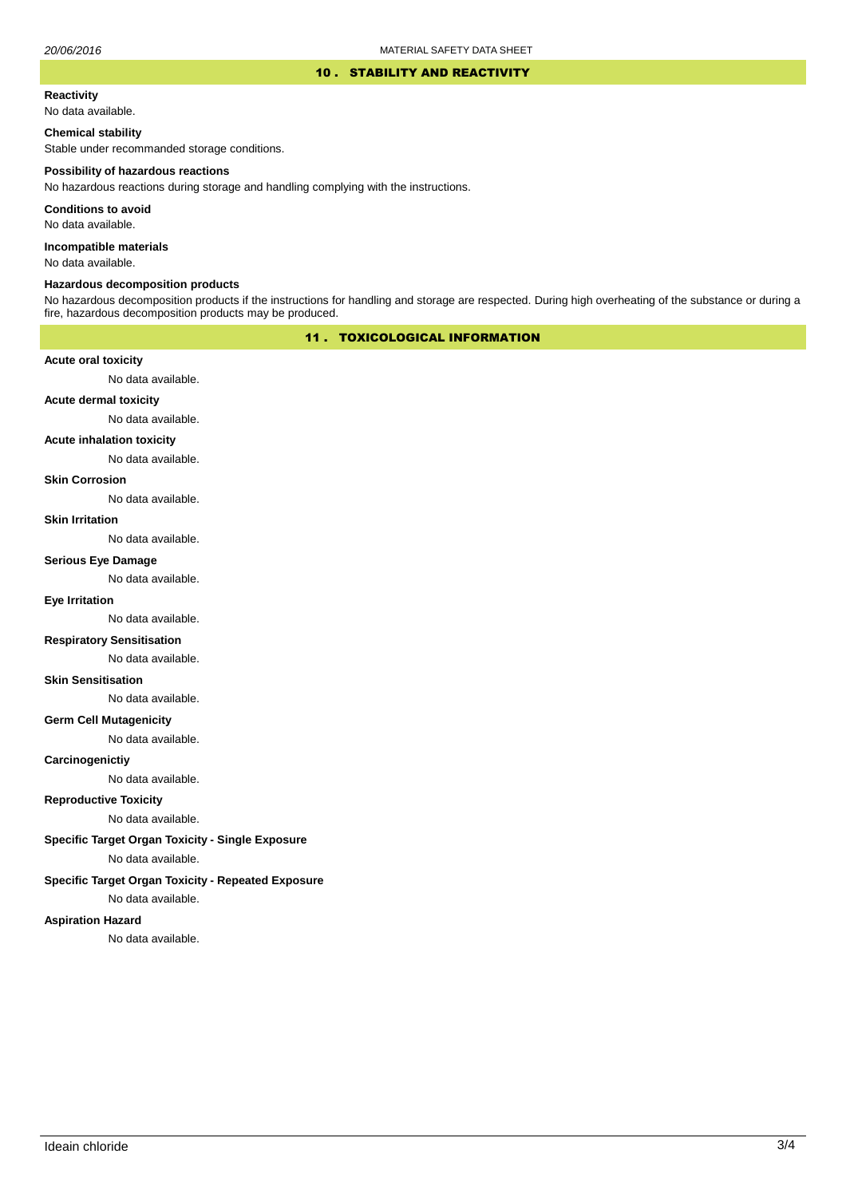## 10 . STABILITY AND REACTIVITY

**Reactivity**

No data available.

**Chemical stability**

Stable under recommanded storage conditions.

**Possibility of hazardous reactions**

No hazardous reactions during storage and handling complying with the instructions.

**Conditions to avoid**

No data available.

**Incompatible materials**

No data available.

**Hazardous decomposition products**

No hazardous decomposition products if the instructions for handling and storage are respected. During high overheating of the substance or during a fire, hazardous decomposition products may be produced.

## 11 . TOXICOLOGICAL INFORMATION

**Acute oral toxicity**

No data available.

**Acute dermal toxicity**

No data available.

**Acute inhalation toxicity**

No data available.

**Skin Corrosion**

No data available.

**Skin Irritation**

No data available.

**Serious Eye Damage**

No data available.

**Eye Irritation**

No data available.

**Respiratory Sensitisation**

No data available.

**Skin Sensitisation**

No data available.

**Germ Cell Mutagenicity**

No data available.

**Carcinogenictiy**

No data available.

**Reproductive Toxicity**

No data available.

**Specific Target Organ Toxicity - Single Exposure**

No data available.

**Specific Target Organ Toxicity - Repeated Exposure**

No data available.

**Aspiration Hazard**

No data available.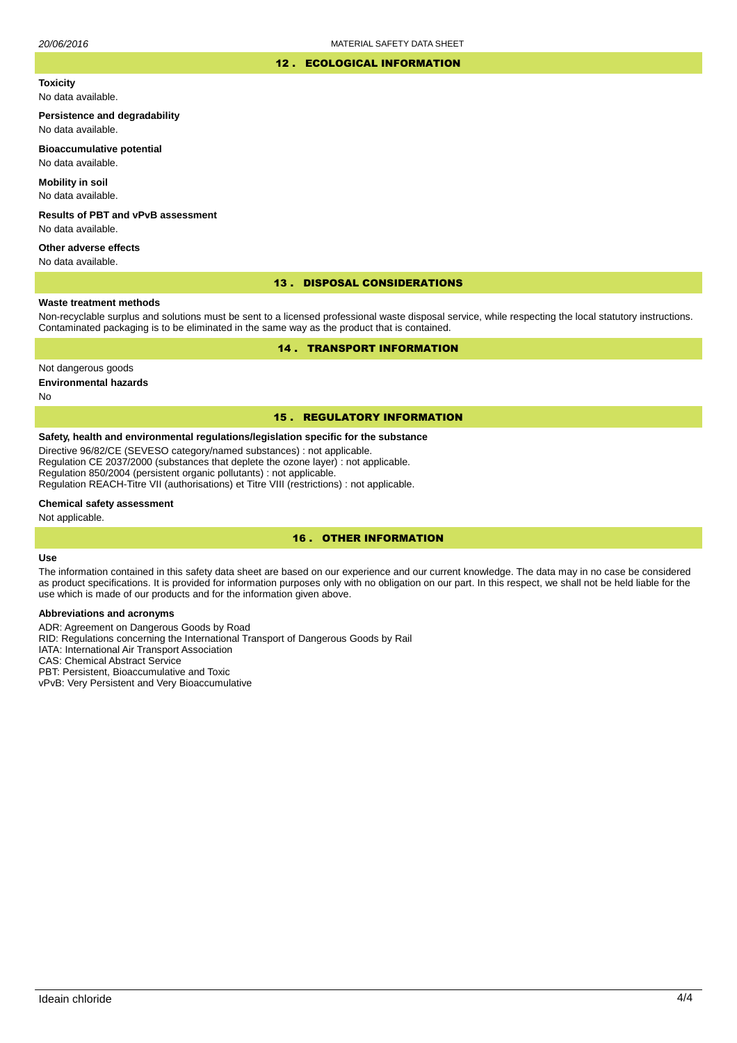## 12 . ECOLOGICAL INFORMATION

**Toxicity**

No data available.

**Persistence and degradability**

No data available.

**Bioaccumulative potential**

No data available.

**Mobility in soil**

No data available.

**Results of PBT and vPvB assessment**

No data available.

**Other adverse effects**

No data available.

## 13 . DISPOSAL CONSIDERATIONS

**Waste treatment methods**

Non-recyclable surplus and solutions must be sent to a licensed professional waste disposal service, while respecting the local statutory instructions. Contaminated packaging is to be eliminated in the same way as the product that is contained.

## 14 . TRANSPORT INFORMATION

Not dangerous goods

**Environmental hazards**

No

## 15 . REGULATORY INFORMATION

**Safety, health and environmental regulations/legislation specific for the substance**

Directive 96/82/CE (SEVESO category/named substances) : not applicable.
Regulation CE 2037/2000 (substances that deplete the ozone layer) : not applicable.
Regulation 850/2004 (persistent organic pollutants) : not applicable.
Regulation REACH-Titre VII (authorisations) et Titre VIII (restrictions) : not applicable.

**Chemical safety assessment**

Not applicable.

## 16 . OTHER INFORMATION

**Use**

The information contained in this safety data sheet are based on our experience and our current knowledge. The data may in no case be considered as product specifications. It is provided for information purposes only with no obligation on our part. In this respect, we shall not be held liable for the use which is made of our products and for the information given above.

**Abbreviations and acronyms**

ADR: Agreement on Dangerous Goods by Road
RID: Regulations concerning the International Transport of Dangerous Goods by Rail
IATA: International Air Transport Association
CAS: Chemical Abstract Service
PBT: Persistent, Bioaccumulative and Toxic
vPvB: Very Persistent and Very Bioaccumulative